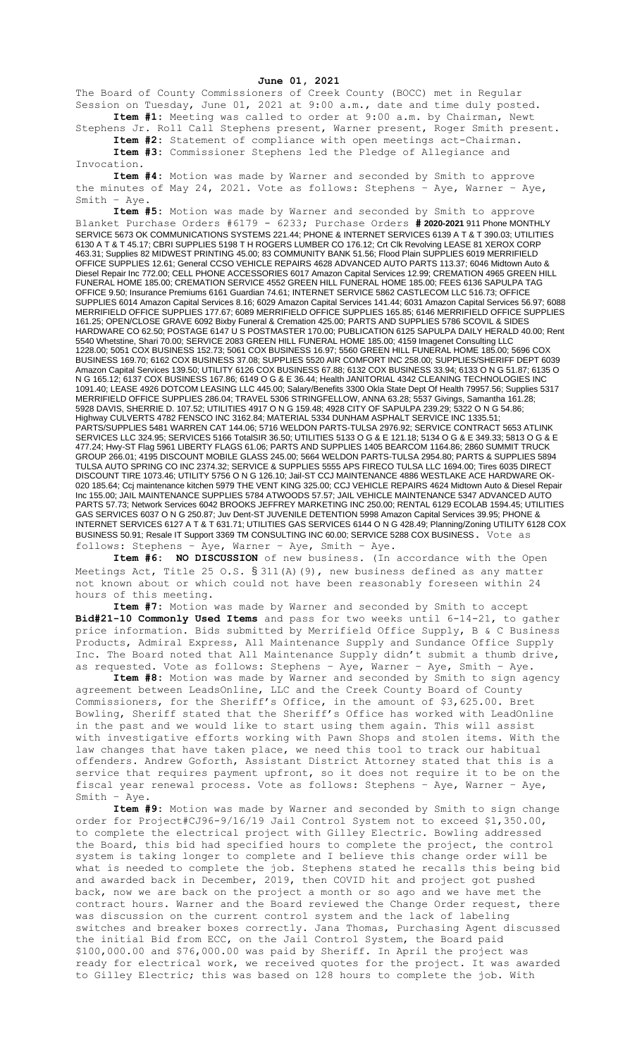**June 01, 2021**

The Board of County Commissioners of Creek County (BOCC) met in Regular Session on Tuesday, June 01, 2021 at 9:00 a.m., date and time duly posted.

**Item #1:** Meeting was called to order at 9:00 a.m. by Chairman, Newt Stephens Jr. Roll Call Stephens present, Warner present, Roger Smith present.

**Item #2:** Statement of compliance with open meetings act-Chairman.

**Item #3:** Commissioner Stephens led the Pledge of Allegiance and Invocation.

**Item #4:** Motion was made by Warner and seconded by Smith to approve the minutes of May 24, 2021. Vote as follows: Stephens – Aye, Warner – Aye, Smith – Aye.

**Item #5:** Motion was made by Warner and seconded by Smith to approve Blanket Purchase Orders #6179 - 6233; Purchase Orders **# 2020-2021** 911 Phone MONTHLY SERVICE 5673 OK COMMUNICATIONS SYSTEMS 221.44; PHONE & INTERNET SERVICES 6139 A T & T 390.03; UTILITIES 6130 A T & T 45.17; CBRI SUPPLIES 5198 T H ROGERS LUMBER CO 176.12; Crt Clk Revolving LEASE 81 XEROX CORP 463.31; Supplies 82 MIDWEST PRINTING 45.00; 83 COMMUNITY BANK 51.56; Flood Plain SUPPLIES 6019 MERRIFIELD OFFICE SUPPLIES 12.61; General CCSO VEHICLE REPAIRS 4628 ADVANCED AUTO PARTS 113.37; 6046 Midtown Auto & Diesel Repair Inc 772.00; CELL PHONE ACCESSORIES 6017 Amazon Capital Services 12.99; CREMATION 4965 GREEN HILL FUNERAL HOME 185.00; CREMATION SERVICE 4552 GREEN HILL FUNERAL HOME 185.00; FEES 6136 SAPULPA TAG OFFICE 9.50; Insurance Premiums 6161 Guardian 74.61; INTERNET SERVICE 5862 CASTLECOM LLC 516.73; OFFICE SUPPLIES 6014 Amazon Capital Services 8.16; 6029 Amazon Capital Services 141.44; 6031 Amazon Capital Services 56.97; 6088 MERRIFIELD OFFICE SUPPLIES 177.67; 6089 MERRIFIELD OFFICE SUPPLIES 165.85; 6146 MERRIFIELD OFFICE SUPPLIES 161.25; OPEN/CLOSE GRAVE 6092 Bixby Funeral & Cremation 425.00; PARTS AND SUPPLIES 5786 SCOVIL & SIDES HARDWARE CO 62.50; POSTAGE 6147 U S POSTMASTER 170.00; PUBLICATION 6125 SAPULPA DAILY HERALD 40.00; Rent 5540 Whetstine, Shari 70.00; SERVICE 2083 GREEN HILL FUNERAL HOME 185.00; 4159 Imagenet Consulting LLC 1228.00; 5051 COX BUSINESS 152.73; 5061 COX BUSINESS 16.97; 5560 GREEN HILL FUNERAL HOME 185.00; 5696 COX BUSINESS 169.70; 6162 COX BUSINESS 37.08; SUPPLIES 5520 AIR COMFORT INC 258.00; SUPPLIES/SHERIFF DEPT 6039 Amazon Capital Services 139.50; UTILITY 6126 COX BUSINESS 67.88; 6132 COX BUSINESS 33.94; 6133 O N G 51.87; 6135 O N G 165.12; 6137 COX BUSINESS 167.86; 6149 O G & E 36.44; Health JANITORIAL 4342 CLEANING TECHNOLOGIES INC 1091.40; LEASE 4926 DOTCOM LEASING LLC 445.00; Salary/Benefits 3300 Okla State Dept Of Health 79957.56; Supplies 5317 MERRIFIELD OFFICE SUPPLIES 286.04; TRAVEL 5306 STRINGFELLOW, ANNA 63.28; 5537 Givings, Samantha 161.28; 5928 DAVIS, SHERRIE D. 107.52; UTILITIES 4917 O N G 159.48; 4928 CITY OF SAPULPA 239.29; 5322 O N G 54.86; Highway CULVERTS 4782 FENSCO INC 3162.84; MATERIAL 5334 DUNHAM ASPHALT SERVICE INC 1335.51; PARTS/SUPPLIES 5481 WARREN CAT 144.06; 5716 WELDON PARTS-TULSA 2976.92; SERVICE CONTRACT 5653 ATLINK SERVICES LLC 324.95; SERVICES 5166 TotalSIR 36.50; UTILITIES 5133 O G & E 121.18; 5134 O G & E 349.33; 5813 O G & E 477.24; Hwy-ST Flag 5961 LIBERTY FLAGS 61.06; PARTS AND SUPPLIES 1405 BEARCOM 1164.86; 2860 SUMMIT TRUCK GROUP 266.01; 4195 DISCOUNT MOBILE GLASS 245.00; 5664 WELDON PARTS-TULSA 2954.80; PARTS & SUPPLIES 5894 TULSA AUTO SPRING CO INC 2374.32; SERVICE & SUPPLIES 5555 APS FIRECO TULSA LLC 1694.00; Tires 6035 DIRECT DISCOUNT TIRE 1073.46; UTILITY 5756 O N G 126.10; Jail-ST CCJ MAINTENANCE 4886 WESTLAKE ACE HARDWARE OK-020 185.64; Ccj maintenance kitchen 5979 THE VENT KING 325.00; CCJ VEHICLE REPAIRS 4624 Midtown Auto & Diesel Repair Inc 155.00; JAIL MAINTENANCE SUPPLIES 5784 ATWOODS 57.57; JAIL VEHICLE MAINTENANCE 5347 ADVANCED AUTO PARTS 57.73; Network Services 6042 BROOKS JEFFREY MARKETING INC 250.00; RENTAL 6129 ECOLAB 1594.45; UTILITIES GAS SERVICES 6037 O N G 250.87; Juv Dent-ST JUVENILE DETENTION 5998 Amazon Capital Services 39.95; PHONE & INTERNET SERVICES 6127 A T & T 631.71; UTILITIES GAS SERVICES 6144 O N G 428.49; Planning/Zoning UTILITY 6128 COX BUSINESS 50.91; Resale IT Support 3369 TM CONSULTING INC 60.00; SERVICE 5288 COX BUSINESS. Vote as follows: Stephens – Aye, Warner – Aye, Smith – Aye.

**Item #6: NO DISCUSSION** of new business. (In accordance with the Open Meetings Act, Title 25 O.S. § 311(A)(9), new business defined as any matter not known about or which could not have been reasonably foreseen within 24 hours of this meeting.

**Item #7:** Motion was made by Warner and seconded by Smith to accept **Bid#21-10 Commonly Used Items** and pass for two weeks until 6-14-21, to gather price information. Bids submitted by Merrifield Office Supply, B & C Business Products, Admiral Express, All Maintenance Supply and Sundance Office Supply Inc. The Board noted that All Maintenance Supply didn't submit a thumb drive, as requested. Vote as follows: Stephens – Aye, Warner – Aye, Smith – Aye.

**Item #8:** Motion was made by Warner and seconded by Smith to sign agency agreement between LeadsOnline, LLC and the Creek County Board of County Commissioners, for the Sheriff's Office, in the amount of $3,625.00. Bret Bowling, Sheriff stated that the Sheriff's Office has worked with LeadOnline in the past and we would like to start using them again. This will assist with investigative efforts working with Pawn Shops and stolen items. With the law changes that have taken place, we need this tool to track our habitual offenders. Andrew Goforth, Assistant District Attorney stated that this is a service that requires payment upfront, so it does not require it to be on the fiscal year renewal process. Vote as follows: Stephens – Aye, Warner – Aye, Smith – Aye.

**Item #9:** Motion was made by Warner and seconded by Smith to sign change order for Project#CJ96-9/16/19 Jail Control System not to exceed $1,350.00, to complete the electrical project with Gilley Electric. Bowling addressed the Board, this bid had specified hours to complete the project, the control system is taking longer to complete and I believe this change order will be what is needed to complete the job. Stephens stated he recalls this being bid and awarded back in December, 2019, then COVID hit and project got pushed back, now we are back on the project a month or so ago and we have met the contract hours. Warner and the Board reviewed the Change Order request, there was discussion on the current control system and the lack of labeling switches and breaker boxes correctly. Jana Thomas, Purchasing Agent discussed the initial Bid from ECC, on the Jail Control System, the Board paid $100,000.00 and $76,000.00 was paid by Sheriff. In April the project was ready for electrical work, we received quotes for the project. It was awarded to Gilley Electric; this was based on 128 hours to complete the job. With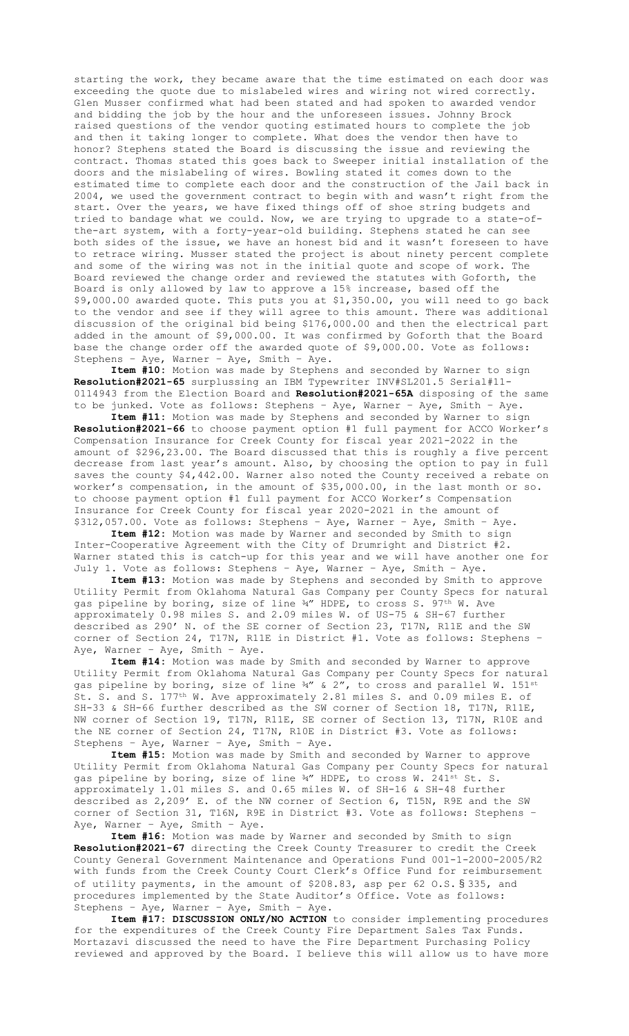starting the work, they became aware that the time estimated on each door was exceeding the quote due to mislabeled wires and wiring not wired correctly. Glen Musser confirmed what had been stated and had spoken to awarded vendor and bidding the job by the hour and the unforeseen issues. Johnny Brock raised questions of the vendor quoting estimated hours to complete the job and then it taking longer to complete. What does the vendor then have to honor? Stephens stated the Board is discussing the issue and reviewing the contract. Thomas stated this goes back to Sweeper initial installation of the doors and the mislabeling of wires. Bowling stated it comes down to the estimated time to complete each door and the construction of the Jail back in 2004, we used the government contract to begin with and wasn't right from the start. Over the years, we have fixed things off of shoe string budgets and tried to bandage what we could. Now, we are trying to upgrade to a state-of-the-art system, with a forty-year-old building. Stephens stated he can see both sides of the issue, we have an honest bid and it wasn't foreseen to have to retrace wiring. Musser stated the project is about ninety percent complete and some of the wiring was not in the initial quote and scope of work. The Board reviewed the change order and reviewed the statutes with Goforth, the Board is only allowed by law to approve a 15% increase, based off the $9,000.00 awarded quote. This puts you at $1,350.00, you will need to go back to the vendor and see if they will agree to this amount. There was additional discussion of the original bid being $176,000.00 and then the electrical part added in the amount of $9,000.00. It was confirmed by Goforth that the Board base the change order off the awarded quote of $9,000.00. Vote as follows: Stephens – Aye, Warner – Aye, Smith – Aye.

**Item #10:** Motion was made by Stephens and seconded by Warner to sign **Resolution#2021-65** surplussing an IBM Typewriter INV#SL201.5 Serial#11-0114943 from the Election Board and **Resolution#2021-65A** disposing of the same to be junked. Vote as follows: Stephens – Aye, Warner – Aye, Smith – Aye.

**Item #11:** Motion was made by Stephens and seconded by Warner to sign **Resolution#2021-66** to choose payment option #1 full payment for ACCO Worker's Compensation Insurance for Creek County for fiscal year 2021-2022 in the amount of $296,23.00. The Board discussed that this is roughly a five percent decrease from last year's amount. Also, by choosing the option to pay in full saves the county $4,442.00. Warner also noted the County received a rebate on worker's compensation, in the amount of $35,000.00, in the last month or so. to choose payment option #1 full payment for ACCO Worker's Compensation Insurance for Creek County for fiscal year 2020-2021 in the amount of $312,057.00. Vote as follows: Stephens – Aye, Warner – Aye, Smith – Aye.

**Item #12:** Motion was made by Warner and seconded by Smith to sign Inter-Cooperative Agreement with the City of Drumright and District #2. Warner stated this is catch-up for this year and we will have another one for July 1. Vote as follows: Stephens – Aye, Warner – Aye, Smith – Aye.

**Item #13:** Motion was made by Stephens and seconded by Smith to approve Utility Permit from Oklahoma Natural Gas Company per County Specs for natural gas pipeline by boring, size of line ¾" HDPE, to cross S. 97th W. Ave approximately 0.98 miles S. and 2.09 miles W. of US-75 & SH-67 further described as 290' N. of the SE corner of Section 23, T17N, R11E and the SW corner of Section 24, T17N, R11E in District #1. Vote as follows: Stephens – Aye, Warner – Aye, Smith – Aye.

**Item #14:** Motion was made by Smith and seconded by Warner to approve Utility Permit from Oklahoma Natural Gas Company per County Specs for natural gas pipeline by boring, size of line ¾" & 2", to cross and parallel W. 151st St. S. and S. 177th W. Ave approximately 2.81 miles S. and 0.09 miles E. of SH-33 & SH-66 further described as the SW corner of Section 18, T17N, R11E, NW corner of Section 19, T17N, R11E, SE corner of Section 13, T17N, R10E and the NE corner of Section 24, T17N, R10E in District #3. Vote as follows: Stephens – Aye, Warner – Aye, Smith – Aye.

**Item #15:** Motion was made by Smith and seconded by Warner to approve Utility Permit from Oklahoma Natural Gas Company per County Specs for natural gas pipeline by boring, size of line ¾" HDPE, to cross W. 241st St. S. approximately 1.01 miles S. and 0.65 miles W. of SH-16 & SH-48 further described as 2,209' E. of the NW corner of Section 6, T15N, R9E and the SW corner of Section 31, T16N, R9E in District #3. Vote as follows: Stephens – Aye, Warner – Aye, Smith – Aye.

**Item #16:** Motion was made by Warner and seconded by Smith to sign **Resolution#2021-67** directing the Creek County Treasurer to credit the Creek County General Government Maintenance and Operations Fund 001-1-2000-2005/R2 with funds from the Creek County Court Clerk's Office Fund for reimbursement of utility payments, in the amount of $208.83, asp per 62 O.S.§335, and procedures implemented by the State Auditor's Office. Vote as follows: Stephens – Aye, Warner – Aye, Smith – Aye.

**Item #17: DISCUSSION ONLY/NO ACTION** to consider implementing procedures for the expenditures of the Creek County Fire Department Sales Tax Funds. Mortazavi discussed the need to have the Fire Department Purchasing Policy reviewed and approved by the Board. I believe this will allow us to have more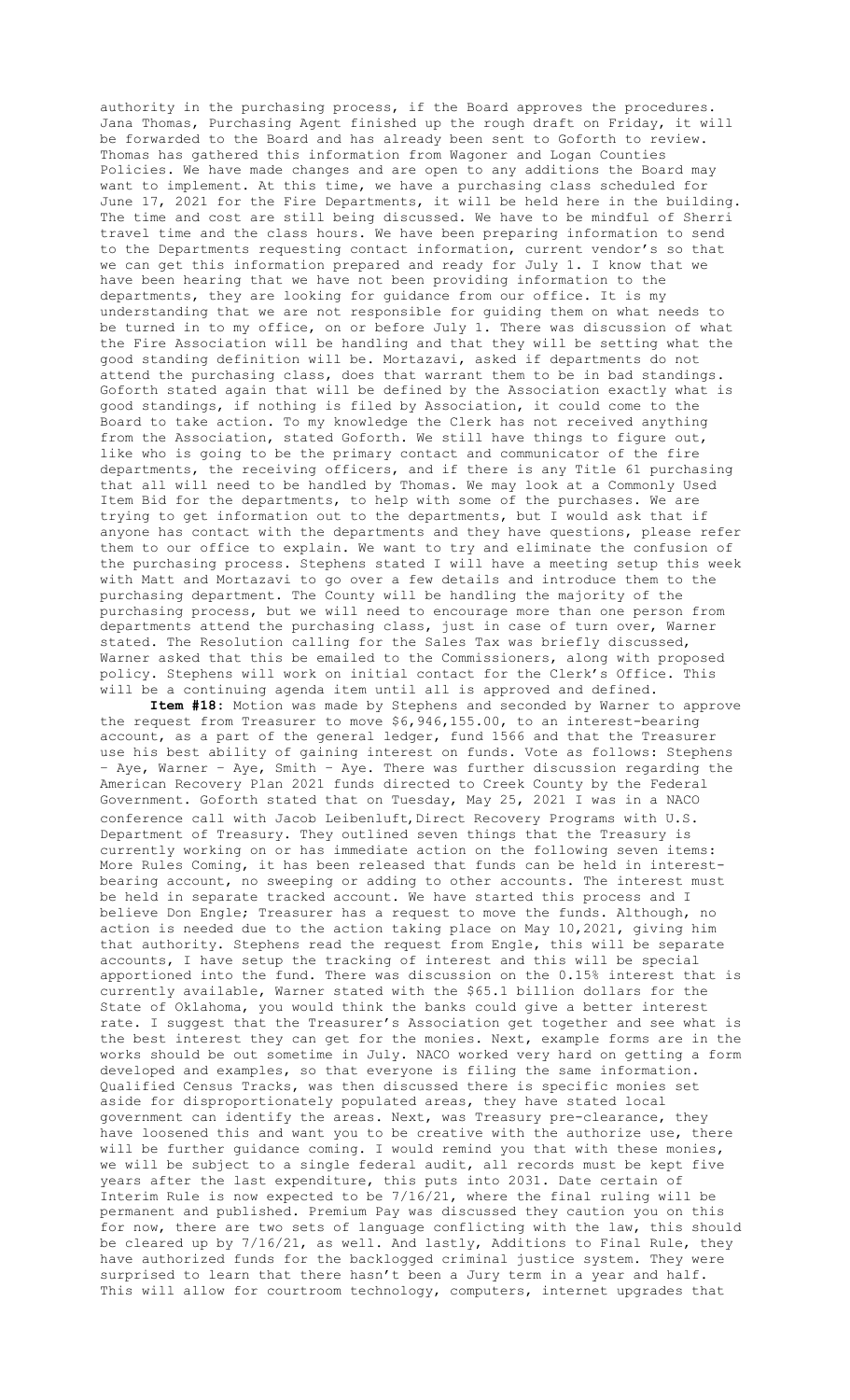authority in the purchasing process, if the Board approves the procedures. Jana Thomas, Purchasing Agent finished up the rough draft on Friday, it will be forwarded to the Board and has already been sent to Goforth to review. Thomas has gathered this information from Wagoner and Logan Counties Policies. We have made changes and are open to any additions the Board may want to implement. At this time, we have a purchasing class scheduled for June 17, 2021 for the Fire Departments, it will be held here in the building. The time and cost are still being discussed. We have to be mindful of Sherri travel time and the class hours. We have been preparing information to send to the Departments requesting contact information, current vendor's so that we can get this information prepared and ready for July 1. I know that we have been hearing that we have not been providing information to the departments, they are looking for guidance from our office. It is my understanding that we are not responsible for guiding them on what needs to be turned in to my office, on or before July 1. There was discussion of what the Fire Association will be handling and that they will be setting what the good standing definition will be. Mortazavi, asked if departments do not attend the purchasing class, does that warrant them to be in bad standings. Goforth stated again that will be defined by the Association exactly what is good standings, if nothing is filed by Association, it could come to the Board to take action. To my knowledge the Clerk has not received anything from the Association, stated Goforth. We still have things to figure out, like who is going to be the primary contact and communicator of the fire departments, the receiving officers, and if there is any Title 61 purchasing that all will need to be handled by Thomas. We may look at a Commonly Used Item Bid for the departments, to help with some of the purchases. We are trying to get information out to the departments, but I would ask that if anyone has contact with the departments and they have questions, please refer them to our office to explain. We want to try and eliminate the confusion of the purchasing process. Stephens stated I will have a meeting setup this week with Matt and Mortazavi to go over a few details and introduce them to the purchasing department. The County will be handling the majority of the purchasing process, but we will need to encourage more than one person from departments attend the purchasing class, just in case of turn over, Warner stated. The Resolution calling for the Sales Tax was briefly discussed, Warner asked that this be emailed to the Commissioners, along with proposed policy. Stephens will work on initial contact for the Clerk's Office. This will be a continuing agenda item until all is approved and defined.

**Item #18:** Motion was made by Stephens and seconded by Warner to approve the request from Treasurer to move $6,946,155.00, to an interest-bearing account, as a part of the general ledger, fund 1566 and that the Treasurer use his best ability of gaining interest on funds. Vote as follows: Stephens – Aye, Warner – Aye, Smith – Aye. There was further discussion regarding the American Recovery Plan 2021 funds directed to Creek County by the Federal Government. Goforth stated that on Tuesday, May 25, 2021 I was in a NACO conference call with Jacob Leibenluft,Direct Recovery Programs with U.S. Department of Treasury. They outlined seven things that the Treasury is currently working on or has immediate action on the following seven items: More Rules Coming, it has been released that funds can be held in interest-bearing account, no sweeping or adding to other accounts. The interest must be held in separate tracked account. We have started this process and I believe Don Engle; Treasurer has a request to move the funds. Although, no action is needed due to the action taking place on May 10,2021, giving him that authority. Stephens read the request from Engle, this will be separate accounts, I have setup the tracking of interest and this will be special apportioned into the fund. There was discussion on the 0.15% interest that is currently available, Warner stated with the $65.1 billion dollars for the State of Oklahoma, you would think the banks could give a better interest rate. I suggest that the Treasurer's Association get together and see what is the best interest they can get for the monies. Next, example forms are in the works should be out sometime in July. NACO worked very hard on getting a form developed and examples, so that everyone is filing the same information. Qualified Census Tracks, was then discussed there is specific monies set aside for disproportionately populated areas, they have stated local government can identify the areas. Next, was Treasury pre-clearance, they have loosened this and want you to be creative with the authorize use, there will be further guidance coming. I would remind you that with these monies, we will be subject to a single federal audit, all records must be kept five years after the last expenditure, this puts into 2031. Date certain of Interim Rule is now expected to be 7/16/21, where the final ruling will be permanent and published. Premium Pay was discussed they caution you on this for now, there are two sets of language conflicting with the law, this should be cleared up by 7/16/21, as well. And lastly, Additions to Final Rule, they have authorized funds for the backlogged criminal justice system. They were surprised to learn that there hasn't been a Jury term in a year and half. This will allow for courtroom technology, computers, internet upgrades that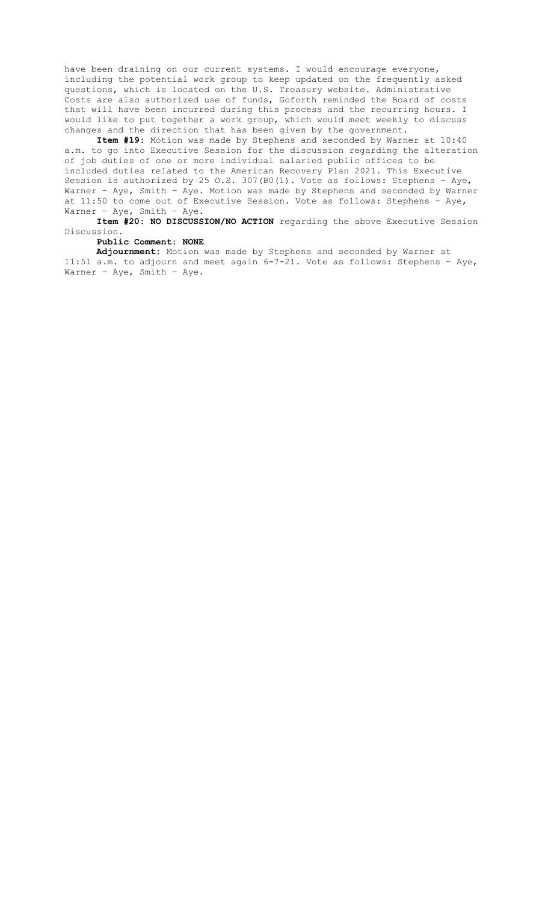have been draining on our current systems. I would encourage everyone, including the potential work group to keep updated on the frequently asked questions, which is located on the U.S. Treasury website. Administrative Costs are also authorized use of funds, Goforth reminded the Board of costs that will have been incurred during this process and the recurring hours. I would like to put together a work group, which would meet weekly to discuss changes and the direction that has been given by the government.

**Item #19:** Motion was made by Stephens and seconded by Warner at 10:40 a.m. to go into Executive Session for the discussion regarding the alteration of job duties of one or more individual salaried public offices to be included duties related to the American Recovery Plan 2021. This Executive Session is authorized by 25 O.S. 307(B0(1). Vote as follows: Stephens – Aye, Warner – Aye, Smith – Aye. Motion was made by Stephens and seconded by Warner at 11:50 to come out of Executive Session. Vote as follows: Stephens – Aye, Warner – Aye, Smith – Aye.

**Item #20: NO DISCUSSION/NO ACTION** regarding the above Executive Session Discussion.

**Public Comment: NONE**

**Adjournment:** Motion was made by Stephens and seconded by Warner at 11:51 a.m. to adjourn and meet again 6-7-21. Vote as follows: Stephens – Aye, Warner – Aye, Smith – Aye.